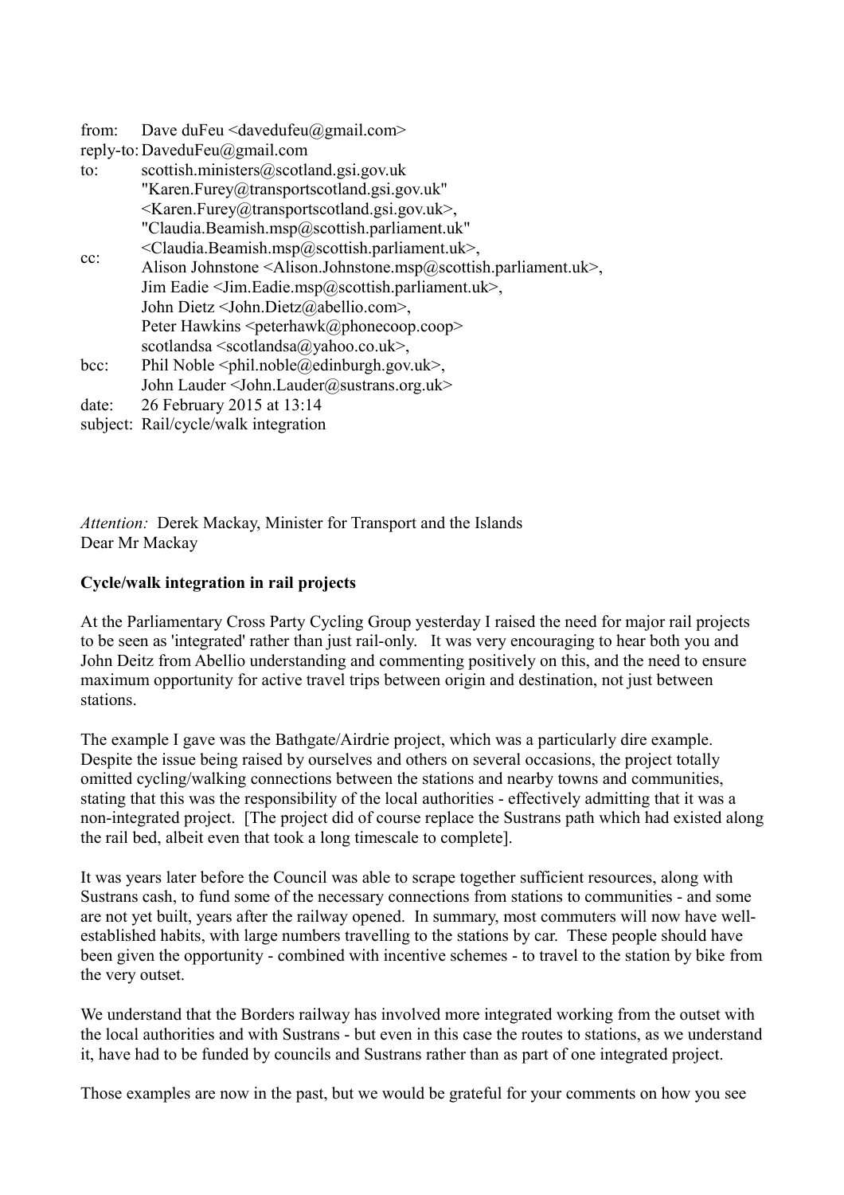from: Dave duFeu <davedufeu@gmail.com>
reply-to: DaveduFeu@gmail.com
to: scottish.ministers@scotland.gsi.gov.uk
cc: "Karen.Furey@transportscotland.gsi.gov.uk" <Karen.Furey@transportscotland.gsi.gov.uk>, "Claudia.Beamish.msp@scottish.parliament.uk" <Claudia.Beamish.msp@scottish.parliament.uk>, Alison Johnstone <Alison.Johnstone.msp@scottish.parliament.uk>, Jim Eadie <Jim.Eadie.msp@scottish.parliament.uk>, John Dietz <John.Dietz@abellio.com>, Peter Hawkins <peterhawk@phonecoop.coop> scotlandsa <scotlandsa@yahoo.co.uk>,
bcc: Phil Noble <phil.noble@edinburgh.gov.uk>, John Lauder <John.Lauder@sustrans.org.uk>
date: 26 February 2015 at 13:14
subject: Rail/cycle/walk integration

*Attention:* Derek Mackay, Minister for Transport and the Islands
Dear Mr Mackay

**Cycle/walk integration in rail projects**

At the Parliamentary Cross Party Cycling Group yesterday I raised the need for major rail projects to be seen as 'integrated' rather than just rail-only. It was very encouraging to hear both you and John Deitz from Abellio understanding and commenting positively on this, and the need to ensure maximum opportunity for active travel trips between origin and destination, not just between stations.

The example I gave was the Bathgate/Airdrie project, which was a particularly dire example. Despite the issue being raised by ourselves and others on several occasions, the project totally omitted cycling/walking connections between the stations and nearby towns and communities, stating that this was the responsibility of the local authorities - effectively admitting that it was a non-integrated project. [The project did of course replace the Sustrans path which had existed along the rail bed, albeit even that took a long timescale to complete].

It was years later before the Council was able to scrape together sufficient resources, along with Sustrans cash, to fund some of the necessary connections from stations to communities - and some are not yet built, years after the railway opened. In summary, most commuters will now have well-established habits, with large numbers travelling to the stations by car. These people should have been given the opportunity - combined with incentive schemes - to travel to the station by bike from the very outset.

We understand that the Borders railway has involved more integrated working from the outset with the local authorities and with Sustrans - but even in this case the routes to stations, as we understand it, have had to be funded by councils and Sustrans rather than as part of one integrated project.

Those examples are now in the past, but we would be grateful for your comments on how you see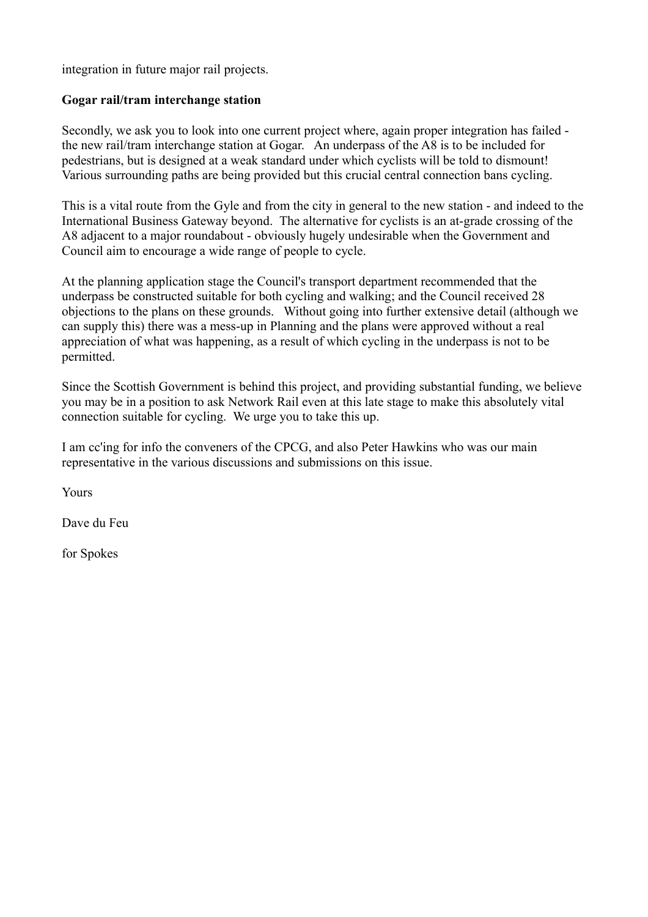integration in future major rail projects.

**Gogar rail/tram interchange station**

Secondly, we ask you to look into one current project where, again proper integration has failed - the new rail/tram interchange station at Gogar. An underpass of the A8 is to be included for pedestrians, but is designed at a weak standard under which cyclists will be told to dismount! Various surrounding paths are being provided but this crucial central connection bans cycling.

This is a vital route from the Gyle and from the city in general to the new station - and indeed to the International Business Gateway beyond. The alternative for cyclists is an at-grade crossing of the A8 adjacent to a major roundabout - obviously hugely undesirable when the Government and Council aim to encourage a wide range of people to cycle.

At the planning application stage the Council's transport department recommended that the underpass be constructed suitable for both cycling and walking; and the Council received 28 objections to the plans on these grounds. Without going into further extensive detail (although we can supply this) there was a mess-up in Planning and the plans were approved without a real appreciation of what was happening, as a result of which cycling in the underpass is not to be permitted.

Since the Scottish Government is behind this project, and providing substantial funding, we believe you may be in a position to ask Network Rail even at this late stage to make this absolutely vital connection suitable for cycling. We urge you to take this up.

I am cc'ing for info the conveners of the CPCG, and also Peter Hawkins who was our main representative in the various discussions and submissions on this issue.

Yours

Dave du Feu

for Spokes